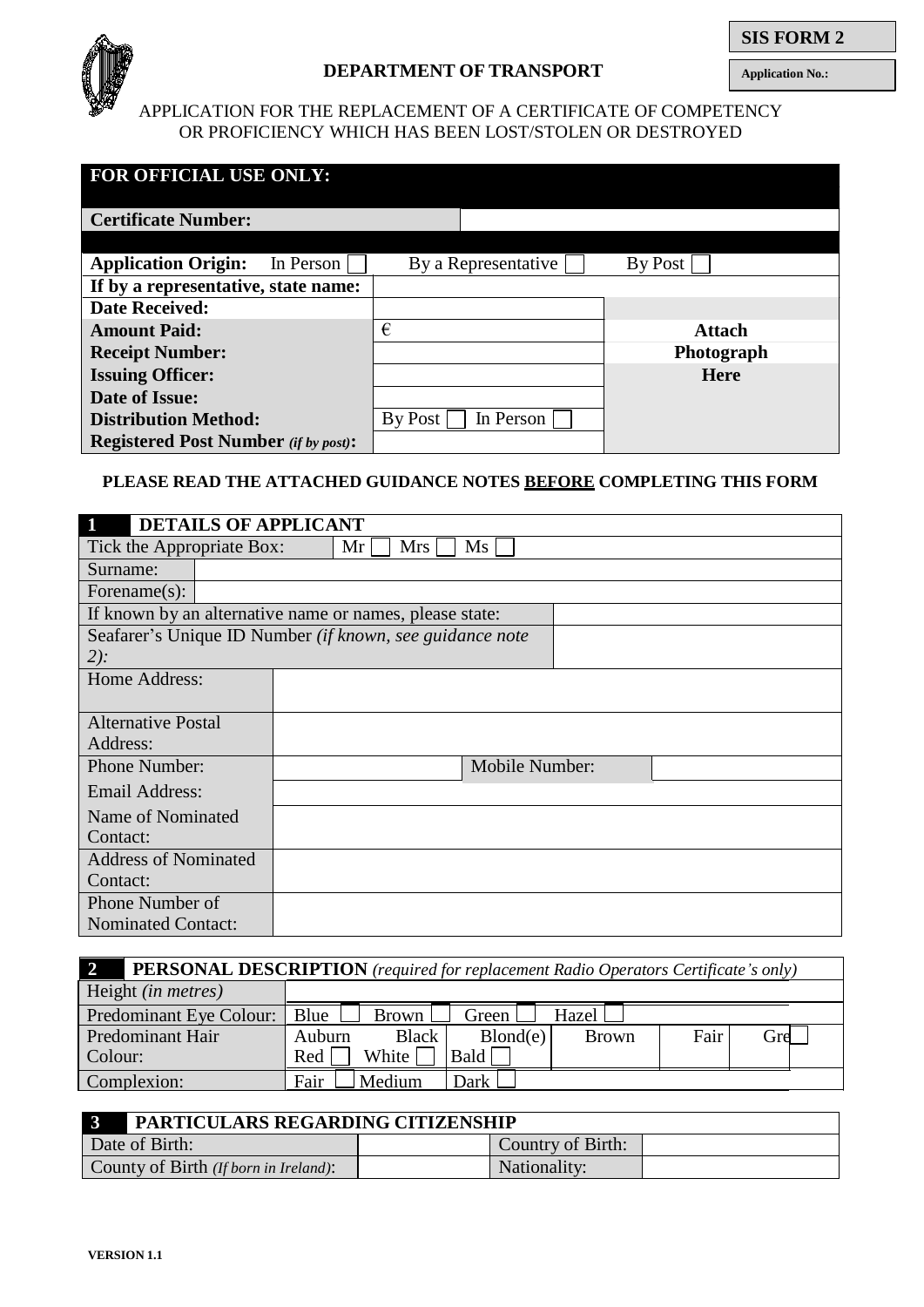**SIS FORM 2**

**Application No.:**

**DEPARTMENT OF TRANSPORT**

APPLICATION FOR THE REPLACEMENT OF A CERTIFICATE OF COMPETENCY OR PROFICIENCY WHICH HAS BEEN LOST/STOLEN OR DESTROYED

| **FOR OFFICIAL USE ONLY:** | | |
|---|---|---|
| **Certificate Number:** | | |
| **Application Origin:** In Person ☐ | By a Representative ☐ | By Post ☐ |
| **If by a representative, state name:** | | |
| **Date Received:** | | |
| **Amount Paid:** | € | **Attach Photograph Here** |
| **Receipt Number:** | | |
| **Issuing Officer:** | | |
| **Date of Issue:** | | |
| **Distribution Method:** | By Post ☐ In Person ☐ | |
| **Registered Post Number** *(if by post)***:** | | |

**PLEASE READ THE ATTACHED GUIDANCE NOTES __BEFORE__ COMPLETING THIS FORM**

| **1 DETAILS OF APPLICANT** | | | |
|---|---|---|---|
| Tick the Appropriate Box: | Mr ☐ Mrs ☐ Ms ☐ | | |
| Surname: | | | |
| Forename(s): | | | |
| If known by an alternative name or names, please state: | | | |
| Seafarer's Unique ID Number *(if known, see guidance note 2):* | | | |
| Home Address: | | | |
| Alternative Postal Address: | | | |
| Phone Number: | | Mobile Number: | |
| Email Address: | | | |
| Name of Nominated Contact: | | | |
| Address of Nominated Contact: | | | |
| Phone Number of Nominated Contact: | | | |

| **2 PERSONAL DESCRIPTION** *(required for replacement Radio Operators Certificate's only)* | |
|---|---|
| Height *(in metres)* | |
| Predominant Eye Colour: | Blue ☐ Brown ☐ Green ☐ Hazel ☐ |
| Predominant Hair Colour: | Auburn Red ☐ / Black White ☐ / Blond(e) Bald ☐ / Brown / Fair / Gre ☐ |
| Complexion: | Fair ☐ Medium ☐ Dark ☐ |

| **3 PARTICULARS REGARDING CITIZENSHIP** | | | |
|---|---|---|---|
| Date of Birth: | | Country of Birth: | |
| County of Birth *(If born in Ireland)*: | | Nationality: | |

**VERSION 1.1**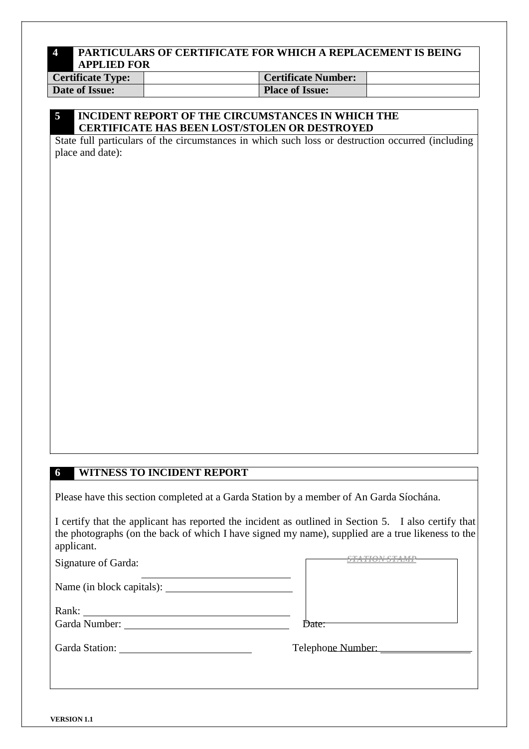## 4 PARTICULARS OF CERTIFICATE FOR WHICH A REPLACEMENT IS BEING APPLIED FOR

| **Certificate Type:** | | **Certificate Number:** | |
|---|---|---|---|
| **Date of Issue:** | | **Place of Issue:** | |

## 5 INCIDENT REPORT OF THE CIRCUMSTANCES IN WHICH THE CERTIFICATE HAS BEEN LOST/STOLEN OR DESTROYED

State full particulars of the circumstances in which such loss or destruction occurred (including place and date):

## 6 WITNESS TO INCIDENT REPORT

Please have this section completed at a Garda Station by a member of An Garda Síochána.

I certify that the applicant has reported the incident as outlined in Section 5. I also certify that the photographs (on the back of which I have signed my name), supplied are a true likeness to the applicant.

Signature of Garda: ____________________

Name (in block capitals): ____________________

Rank: ____________________

Garda Number: ____________________

STATION STAMP

Date:

Garda Station: ____________________

Telephone Number: ____________________

**VERSION 1.1**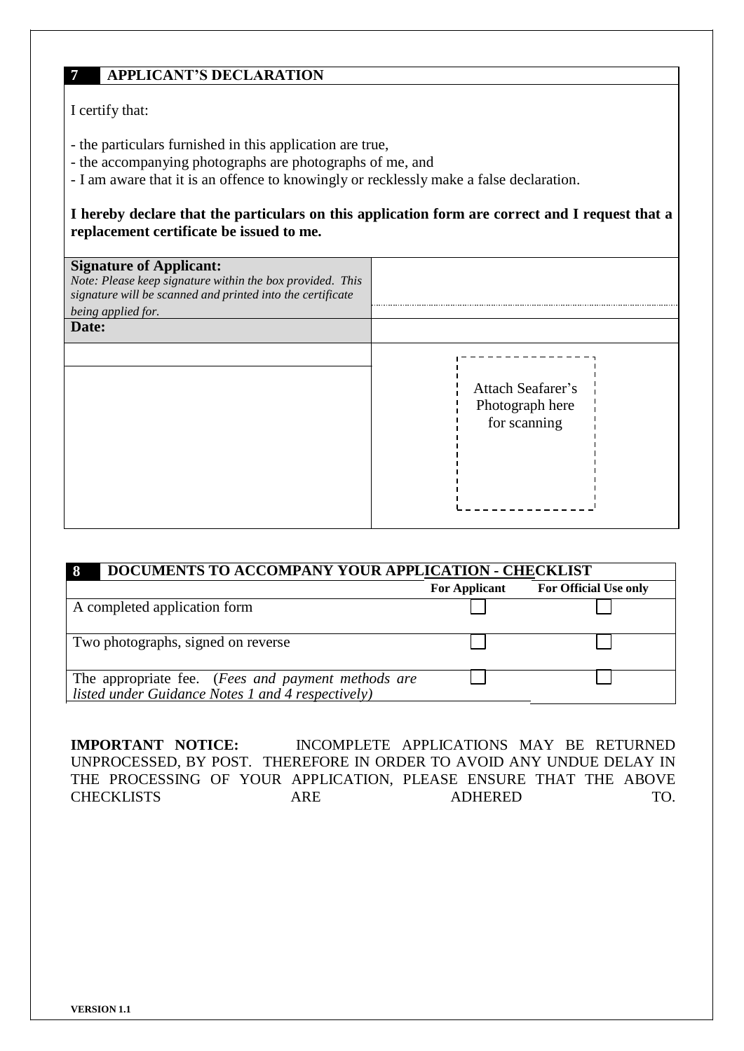## 7 APPLICANT'S DECLARATION

I certify that:

- the particulars furnished in this application are true,
- the accompanying photographs are photographs of me, and
- I am aware that it is an offence to knowingly or recklessly make a false declaration.

**I hereby declare that the particulars on this application form are correct and I request that a replacement certificate be issued to me.**

| | |
|---|---|
| **Signature of Applicant:** *Note: Please keep signature within the box provided. This signature will be scanned and printed into the certificate being applied for.* | |
| **Date:** | |
| | Attach Seafarer's Photograph here for scanning |

## 8 DOCUMENTS TO ACCOMPANY YOUR APPLICATION - CHECKLIST

| | For Applicant | For Official Use only |
|---|---|---|
| A completed application form | ☐ | ☐ |
| Two photographs, signed on reverse | ☐ | ☐ |
| The appropriate fee. (*Fees and payment methods are listed under Guidance Notes 1 and 4 respectively)* | ☐ | ☐ |

**IMPORTANT NOTICE:** INCOMPLETE APPLICATIONS MAY BE RETURNED UNPROCESSED, BY POST. THEREFORE IN ORDER TO AVOID ANY UNDUE DELAY IN THE PROCESSING OF YOUR APPLICATION, PLEASE ENSURE THAT THE ABOVE CHECKLISTS ARE ADHERED TO.

**VERSION 1.1**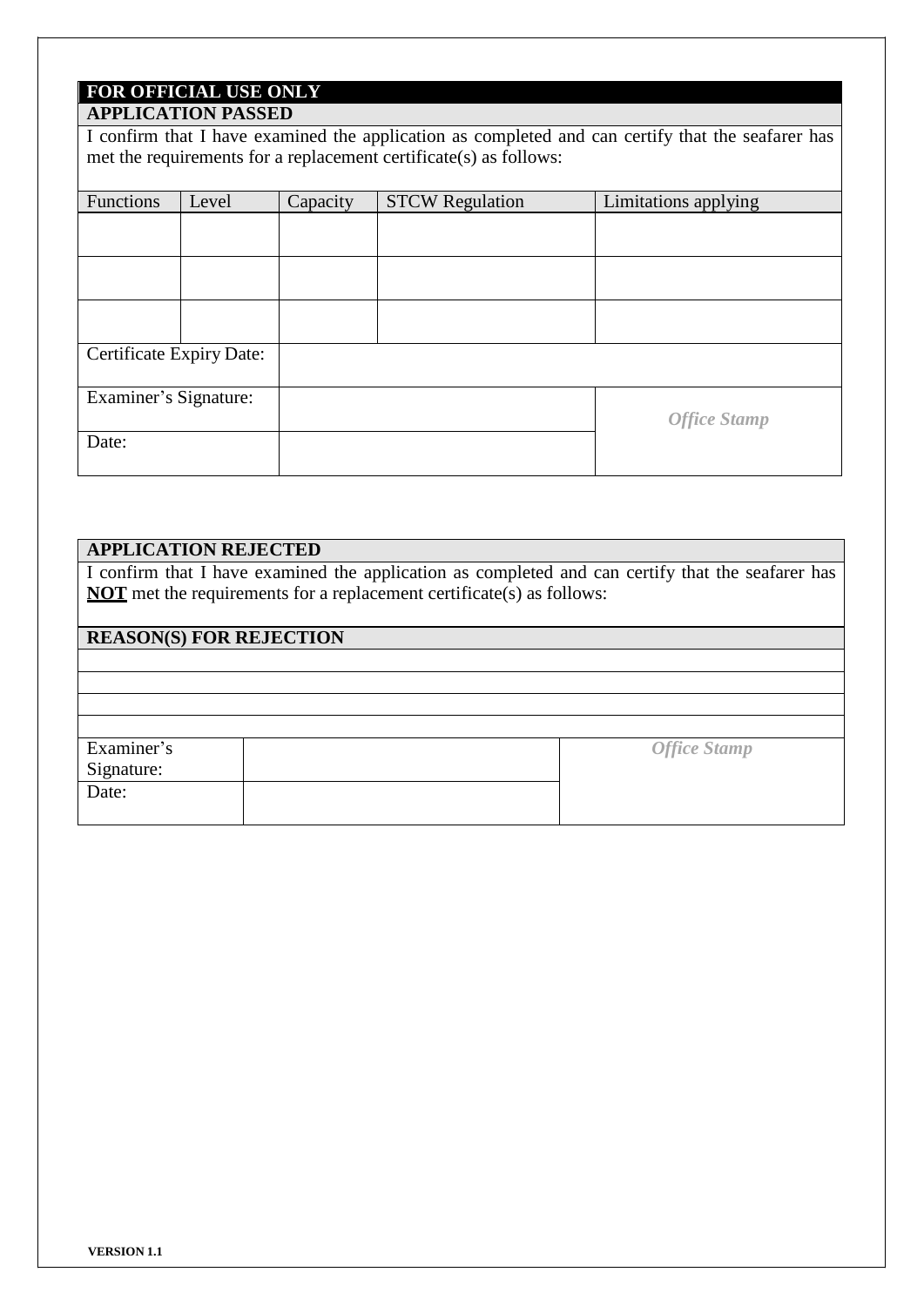**FOR OFFICIAL USE ONLY**

**APPLICATION PASSED**

I confirm that I have examined the application as completed and can certify that the seafarer has met the requirements for a replacement certificate(s) as follows:

| Functions | Level | Capacity | STCW Regulation | Limitations applying |
|---|---|---|---|---|
| | | | | |
| | | | | |
| | | | | |
| Certificate Expiry Date: | | | | |
| Examiner's Signature: | | | | *Office Stamp* |
| Date: | | | | |

**APPLICATION REJECTED**

I confirm that I have examined the application as completed and can certify that the seafarer has **NOT** met the requirements for a replacement certificate(s) as follows:

**REASON(S) FOR REJECTION**

| | | |
|---|---|---|
| | | |
| | | |
| | | |
| | | |
| Examiner's Signature: | | *Office Stamp* |
| Date: | | |

**VERSION 1.1**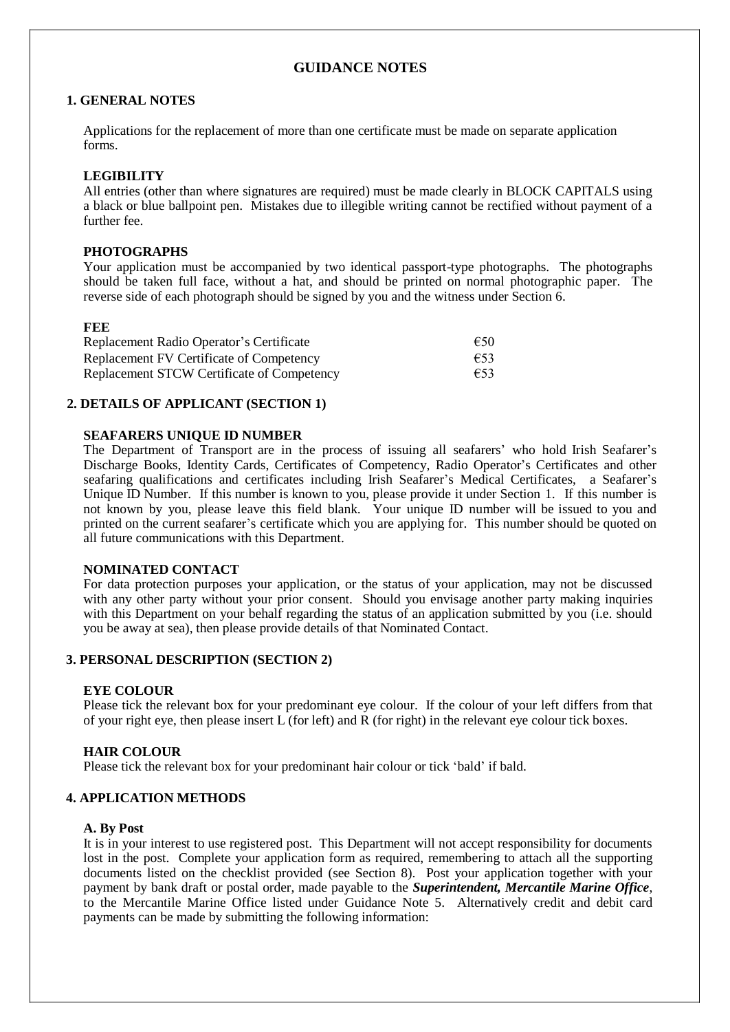# GUIDANCE NOTES

## 1. GENERAL NOTES

Applications for the replacement of more than one certificate must be made on separate application forms.

### LEGIBILITY

All entries (other than where signatures are required) must be made clearly in BLOCK CAPITALS using a black or blue ballpoint pen. Mistakes due to illegible writing cannot be rectified without payment of a further fee.

### PHOTOGRAPHS

Your application must be accompanied by two identical passport-type photographs. The photographs should be taken full face, without a hat, and should be printed on normal photographic paper. The reverse side of each photograph should be signed by you and the witness under Section 6.

### FEE

| | |
|---|---|
| Replacement Radio Operator's Certificate | €50 |
| Replacement FV Certificate of Competency | €53 |
| Replacement STCW Certificate of Competency | €53 |

## 2. DETAILS OF APPLICANT (SECTION 1)

### SEAFARERS UNIQUE ID NUMBER

The Department of Transport are in the process of issuing all seafarers' who hold Irish Seafarer's Discharge Books, Identity Cards, Certificates of Competency, Radio Operator's Certificates and other seafaring qualifications and certificates including Irish Seafarer's Medical Certificates, a Seafarer's Unique ID Number. If this number is known to you, please provide it under Section 1. If this number is not known by you, please leave this field blank. Your unique ID number will be issued to you and printed on the current seafarer's certificate which you are applying for. This number should be quoted on all future communications with this Department.

### NOMINATED CONTACT

For data protection purposes your application, or the status of your application, may not be discussed with any other party without your prior consent. Should you envisage another party making inquiries with this Department on your behalf regarding the status of an application submitted by you (i.e. should you be away at sea), then please provide details of that Nominated Contact.

## 3. PERSONAL DESCRIPTION (SECTION 2)

### EYE COLOUR

Please tick the relevant box for your predominant eye colour. If the colour of your left differs from that of your right eye, then please insert L (for left) and R (for right) in the relevant eye colour tick boxes.

### HAIR COLOUR

Please tick the relevant box for your predominant hair colour or tick 'bald' if bald.

## 4. APPLICATION METHODS

### A. By Post

It is in your interest to use registered post. This Department will not accept responsibility for documents lost in the post. Complete your application form as required, remembering to attach all the supporting documents listed on the checklist provided (see Section 8). Post your application together with your payment by bank draft or postal order, made payable to the ***Superintendent, Mercantile Marine Office***, to the Mercantile Marine Office listed under Guidance Note 5. Alternatively credit and debit card payments can be made by submitting the following information: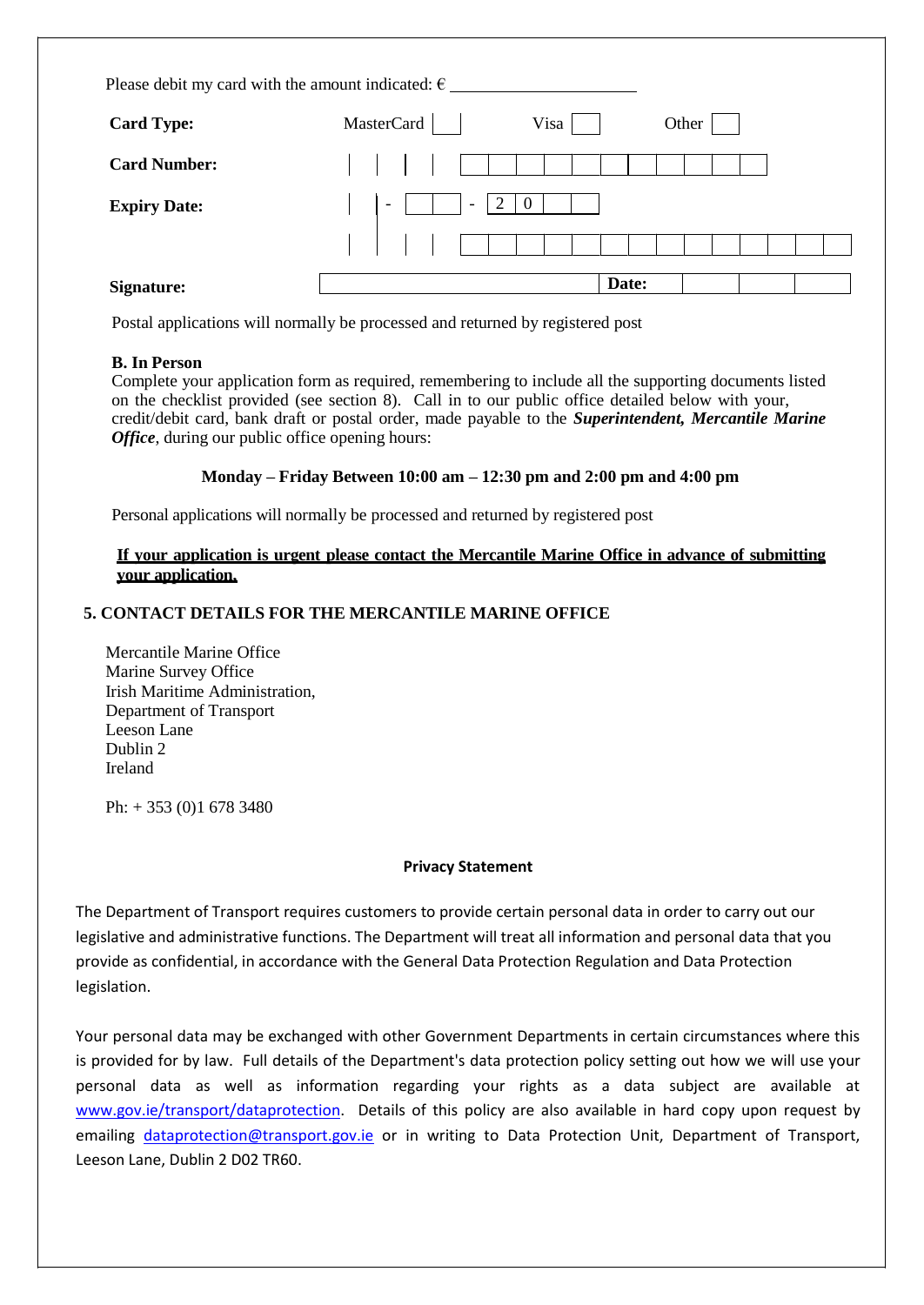Please debit my card with the amount indicated: € ____________________

| | | | |
|---|---|---|---|
| **Card Type:** | MasterCard ☐ | Visa ☐ | Other ☐ |
| **Card Number:** | | | |
| **Expiry Date:** | - - 2 0 | | |
| | | | |
| **Signature:** | | **Date:** | |

Postal applications will normally be processed and returned by registered post

**B. In Person**

Complete your application form as required, remembering to include all the supporting documents listed on the checklist provided (see section 8). Call in to our public office detailed below with your, credit/debit card, bank draft or postal order, made payable to the ***Superintendent, Mercantile Marine Office***, during our public office opening hours:

**Monday – Friday Between 10:00 am – 12:30 pm and 2:00 pm and 4:00 pm**

Personal applications will normally be processed and returned by registered post

**If your application is urgent please contact the Mercantile Marine Office in advance of submitting your application.**

## 5. CONTACT DETAILS FOR THE MERCANTILE MARINE OFFICE

Mercantile Marine Office
Marine Survey Office
Irish Maritime Administration,
Department of Transport
Leeson Lane
Dublin 2
Ireland

Ph: + 353 (0)1 678 3480

**Privacy Statement**

The Department of Transport requires customers to provide certain personal data in order to carry out our legislative and administrative functions. The Department will treat all information and personal data that you provide as confidential, in accordance with the General Data Protection Regulation and Data Protection legislation.

Your personal data may be exchanged with other Government Departments in certain circumstances where this is provided for by law. Full details of the Department's data protection policy setting out how we will use your personal data as well as information regarding your rights as a data subject are available at www.gov.ie/transport/dataprotection. Details of this policy are also available in hard copy upon request by emailing dataprotection@transport.gov.ie or in writing to Data Protection Unit, Department of Transport, Leeson Lane, Dublin 2 D02 TR60.